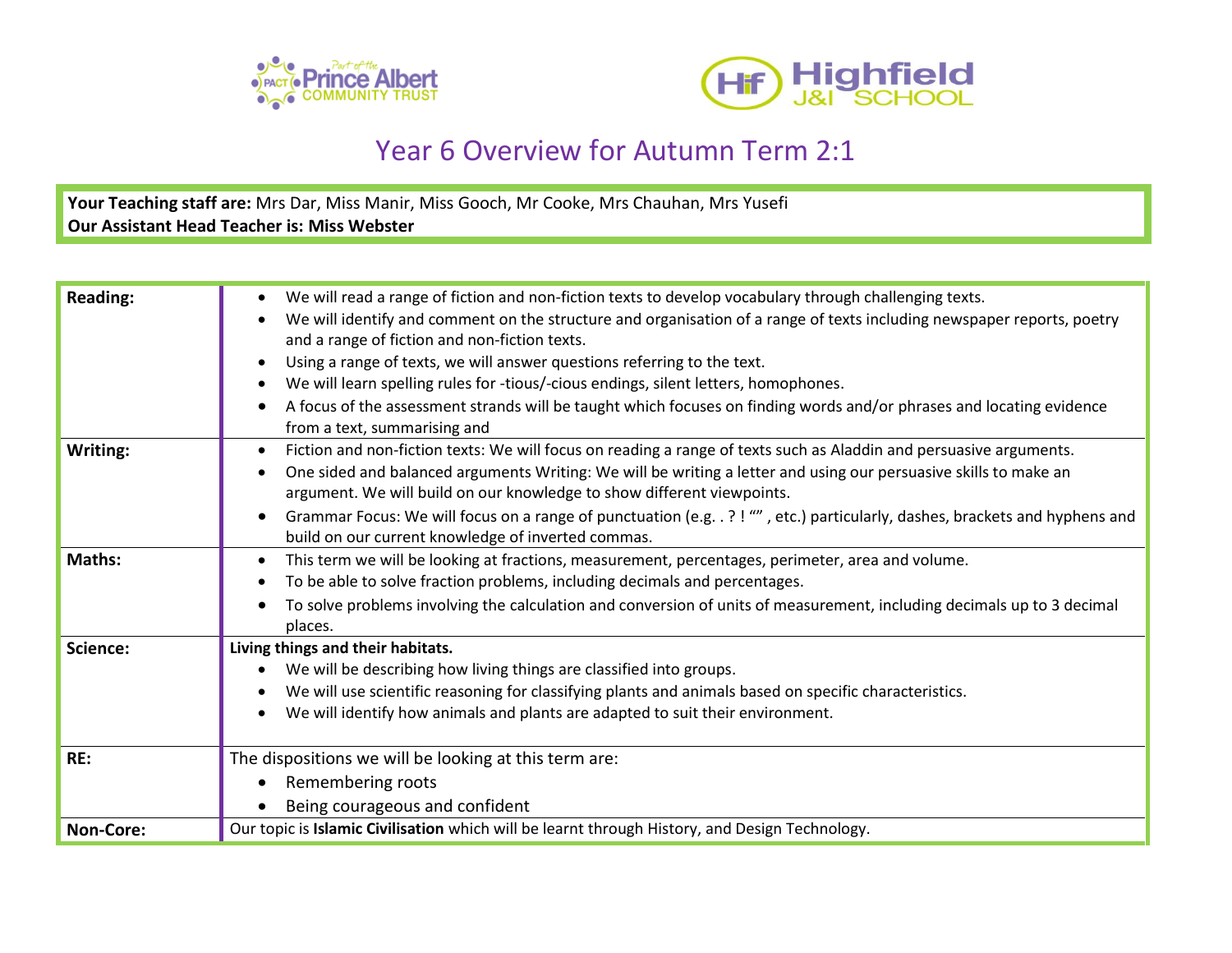# Year 6 Overview for Autumn Term 2:1

**Your Teaching staff are:** Mrs Dar, Miss Manir, Miss Gooch, Mr Cooke, Mrs Chauhan, Mrs Yusefi
**Our Assistant Head Teacher is: Miss Webster**

| | |
|---|---|
| **Reading:** | • We will read a range of fiction and non-fiction texts to develop vocabulary through challenging texts.<br>• We will identify and comment on the structure and organisation of a range of texts including newspaper reports, poetry and a range of fiction and non-fiction texts.<br>• Using a range of texts, we will answer questions referring to the text.<br>• We will learn spelling rules for -tious/-cious endings, silent letters, homophones.<br>• A focus of the assessment strands will be taught which focuses on finding words and/or phrases and locating evidence from a text, summarising and |
| **Writing:** | • Fiction and non-fiction texts: We will focus on reading a range of texts such as Aladdin and persuasive arguments.<br>• One sided and balanced arguments Writing: We will be writing a letter and using our persuasive skills to make an argument. We will build on our knowledge to show different viewpoints.<br>• Grammar Focus: We will focus on a range of punctuation (e.g. . ? ! “” , etc.) particularly, dashes, brackets and hyphens and build on our current knowledge of inverted commas. |
| **Maths:** | • This term we will be looking at fractions, measurement, percentages, perimeter, area and volume.<br>• To be able to solve fraction problems, including decimals and percentages.<br>• To solve problems involving the calculation and conversion of units of measurement, including decimals up to 3 decimal places. |
| **Science:** | **Living things and their habitats.**<br>• We will be describing how living things are classified into groups.<br>• We will use scientific reasoning for classifying plants and animals based on specific characteristics.<br>• We will identify how animals and plants are adapted to suit their environment. |
| **RE:** | The dispositions we will be looking at this term are:<br>• Remembering roots<br>• Being courageous and confident |
| **Non-Core:** | Our topic is **Islamic Civilisation** which will be learnt through History, and Design Technology. |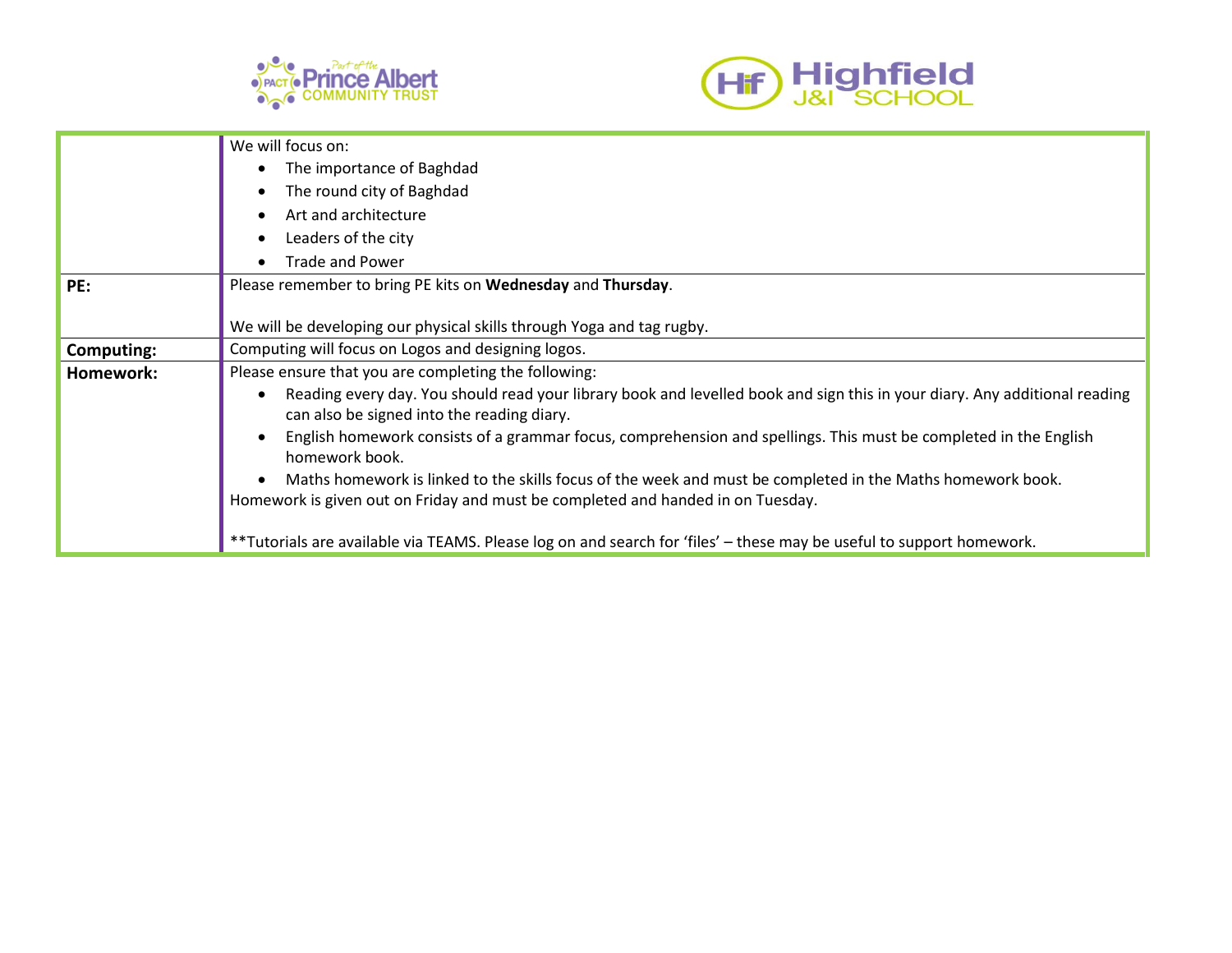| | |
|---|---|
| | We will focus on:<br>• The importance of Baghdad<br>• The round city of Baghdad<br>• Art and architecture<br>• Leaders of the city<br>• Trade and Power |
| **PE:** | Please remember to bring PE kits on **Wednesday** and **Thursday**.<br><br>We will be developing our physical skills through Yoga and tag rugby. |
| **Computing:** | Computing will focus on Logos and designing logos. |
| **Homework:** | Please ensure that you are completing the following:<br>• Reading every day. You should read your library book and levelled book and sign this in your diary. Any additional reading can also be signed into the reading diary.<br>• English homework consists of a grammar focus, comprehension and spellings. This must be completed in the English homework book.<br>• Maths homework is linked to the skills focus of the week and must be completed in the Maths homework book.<br>Homework is given out on Friday and must be completed and handed in on Tuesday.<br><br>**Tutorials are available via TEAMS. Please log on and search for 'files' – these may be useful to support homework. |